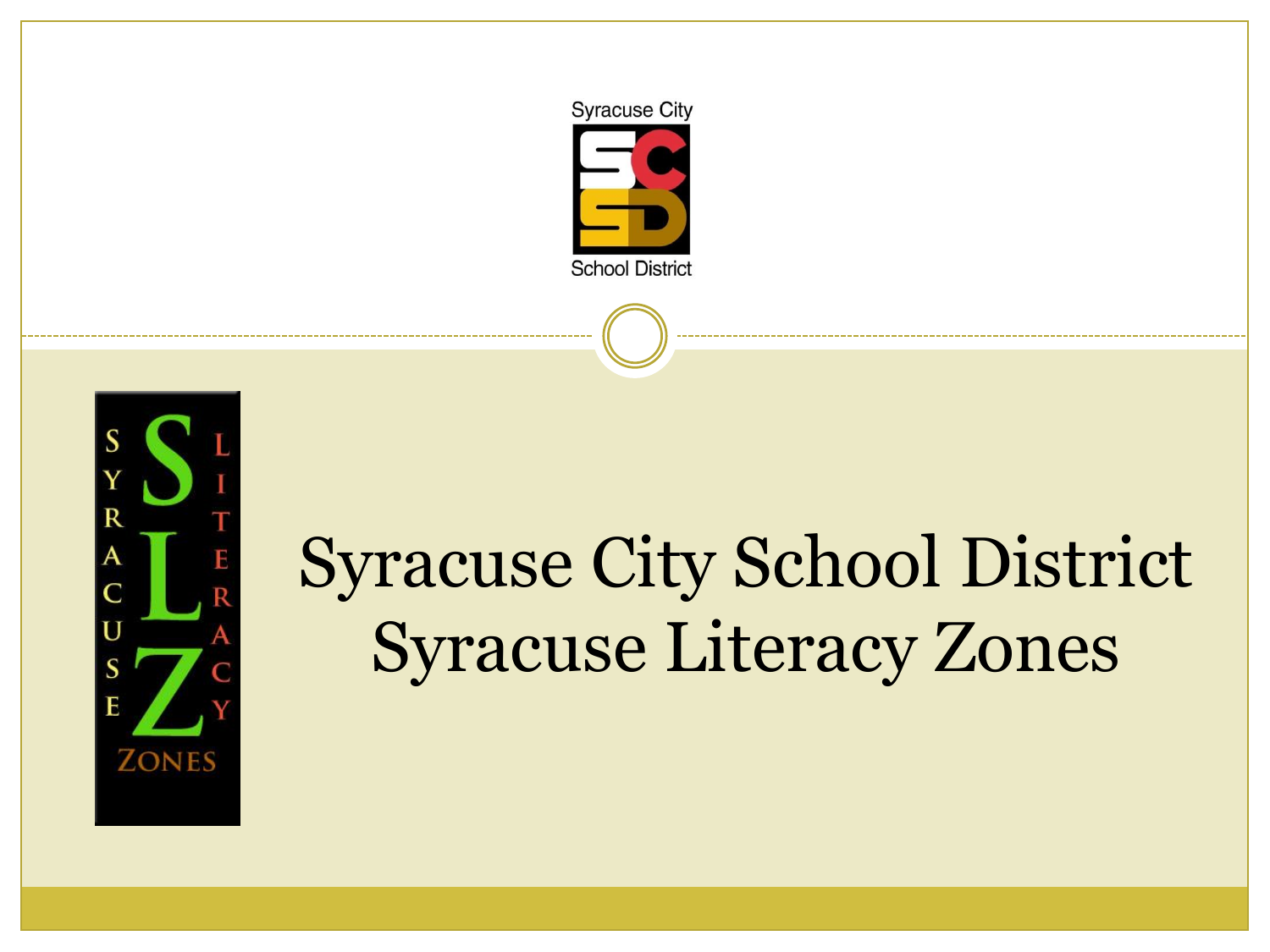# Syracuse City School District
# Syracuse Literacy Zones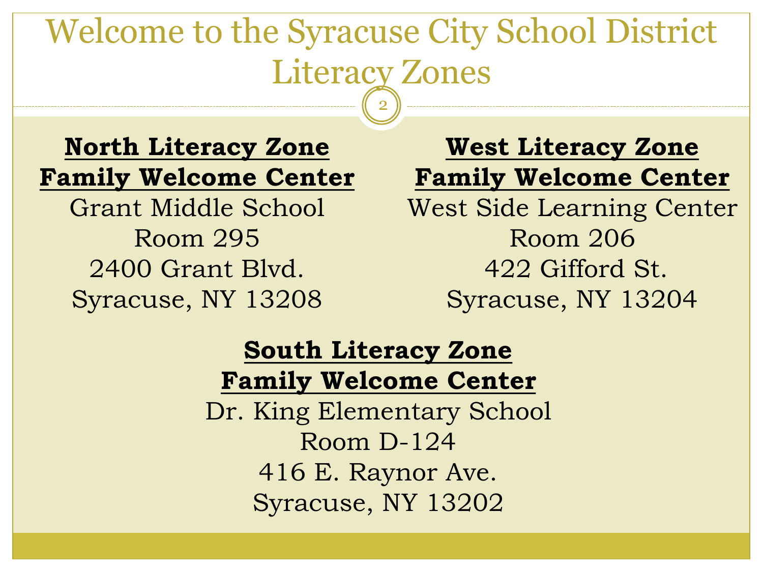# Welcome to the Syracuse City School District Literacy Zones

**North Literacy Zone**
**Family Welcome Center**
Grant Middle School
Room 295
2400 Grant Blvd.
Syracuse, NY 13208

**West Literacy Zone**
**Family Welcome Center**
West Side Learning Center
Room 206
422 Gifford St.
Syracuse, NY 13204

**South Literacy Zone**
**Family Welcome Center**
Dr. King Elementary School
Room D-124
416 E. Raynor Ave.
Syracuse, NY 13202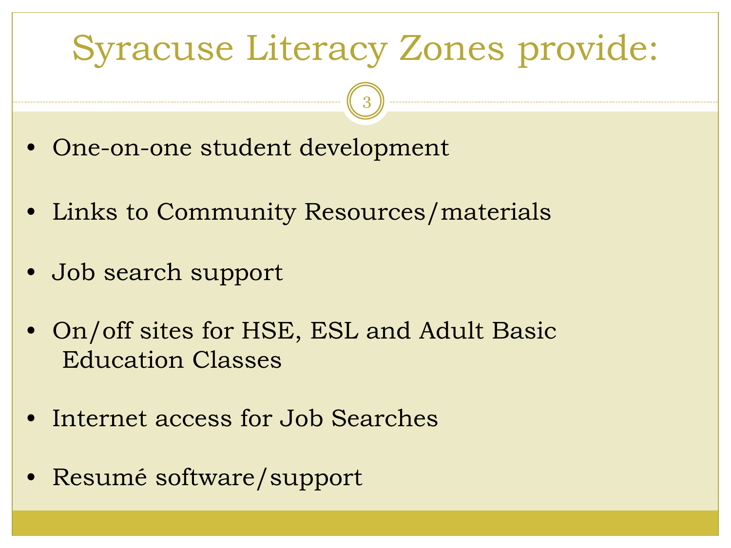# Syracuse Literacy Zones provide:

- One-on-one student development
- Links to Community Resources/materials
- Job search support
- On/off sites for HSE, ESL and Adult Basic Education Classes
- Internet access for Job Searches
- Resumé software/support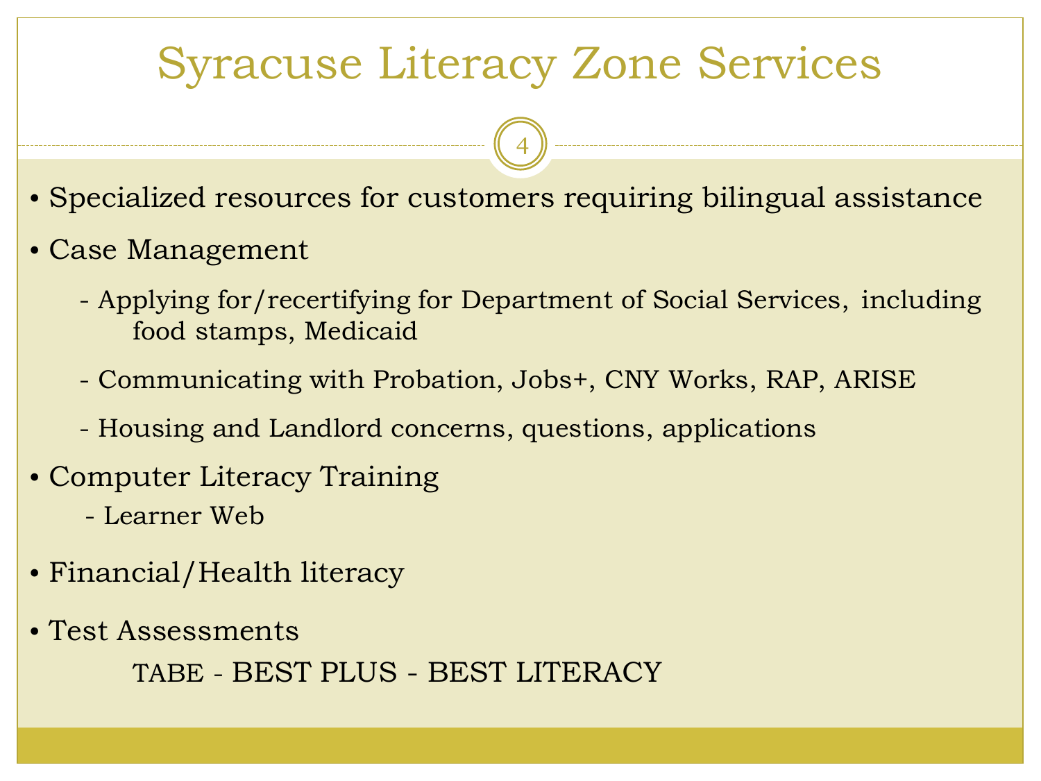# Syracuse Literacy Zone Services

- Specialized resources for customers requiring bilingual assistance
- Case Management
  - Applying for/recertifying for Department of Social Services, including food stamps, Medicaid
  - Communicating with Probation, Jobs+, CNY Works, RAP, ARISE
  - Housing and Landlord concerns, questions, applications
- Computer Literacy Training
  - Learner Web
- Financial/Health literacy
- Test Assessments

  TABE - BEST PLUS - BEST LITERACY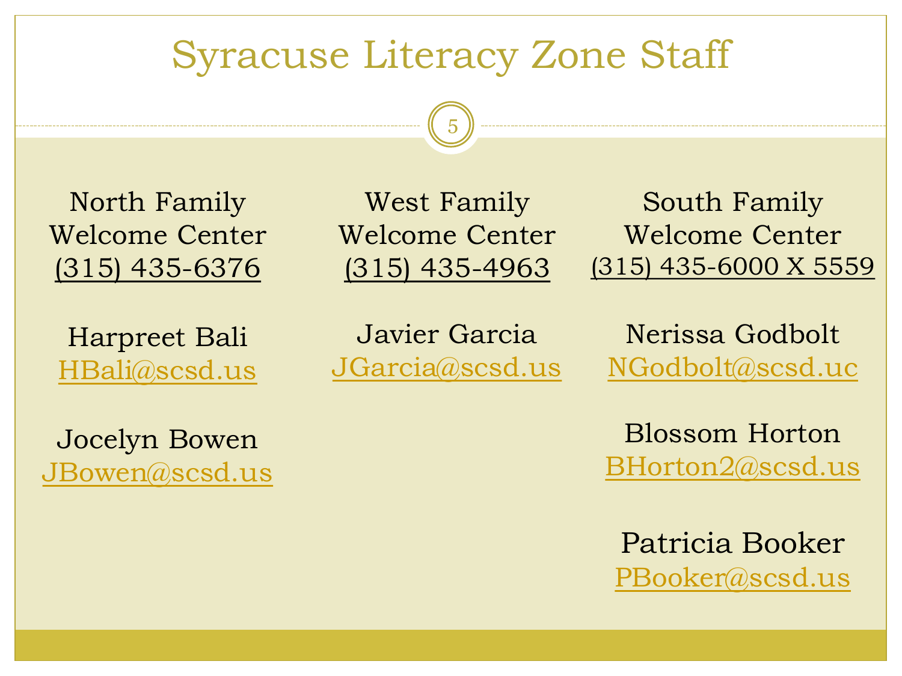# Syracuse Literacy Zone Staff

**North Family Welcome Center**
(315) 435-6376

Harpreet Bali
HBali@scsd.us

Jocelyn Bowen
JBowen@scsd.us

**West Family Welcome Center**
(315) 435-4963

Javier Garcia
JGarcia@scsd.us

**South Family Welcome Center**
(315) 435-6000 X 5559

Nerissa Godbolt
NGodbolt@scsd.uc

Blossom Horton
BHorton2@scsd.us

Patricia Booker
PBooker@scsd.us